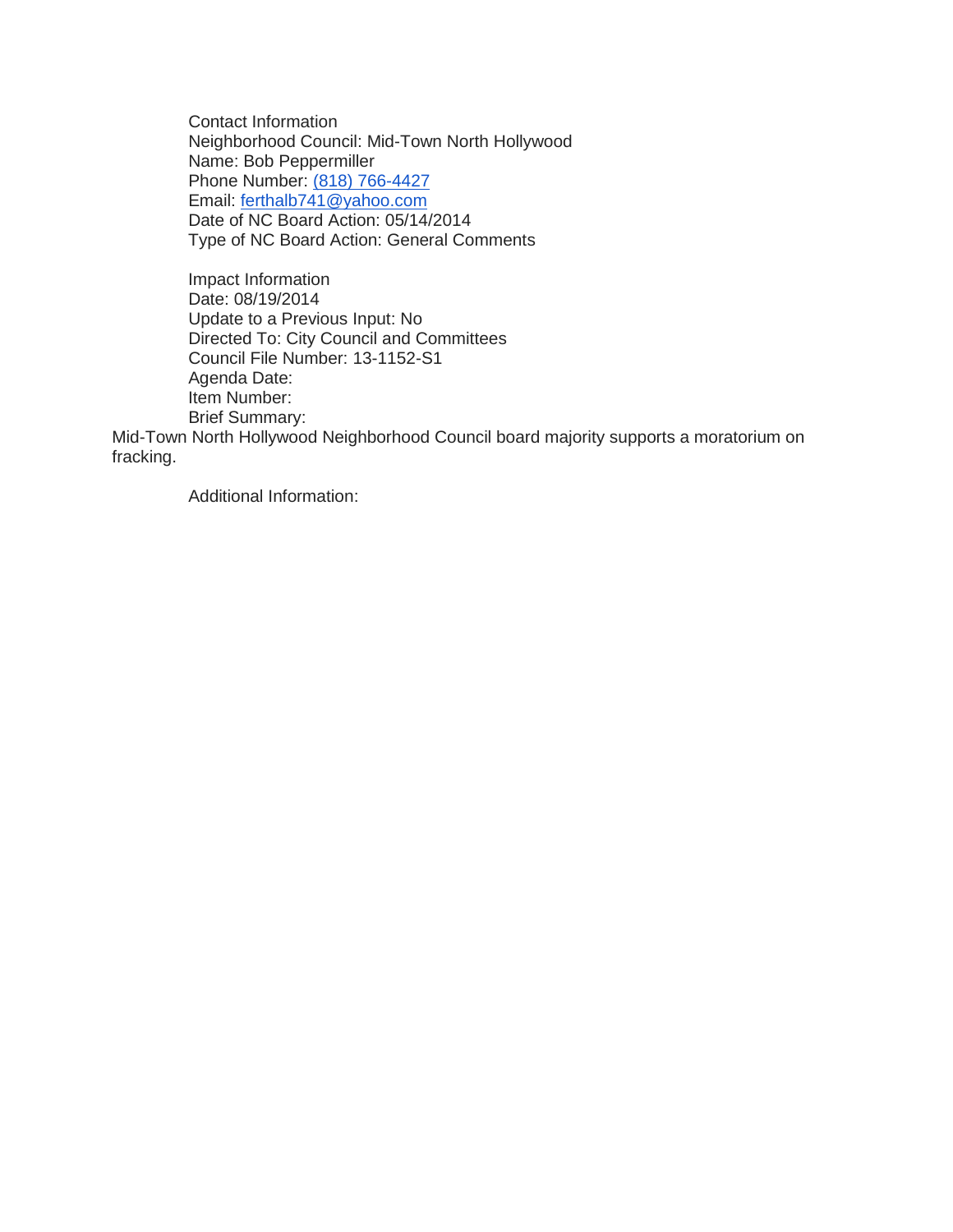Contact Information
Neighborhood Council: Mid-Town North Hollywood
Name: Bob Peppermiller
Phone Number: (818) 766-4427
Email: ferthalb741@yahoo.com
Date of NC Board Action: 05/14/2014
Type of NC Board Action: General Comments

Impact Information
Date: 08/19/2014
Update to a Previous Input: No
Directed To: City Council and Committees
Council File Number: 13-1152-S1
Agenda Date:
Item Number:
Brief Summary:
Mid-Town North Hollywood Neighborhood Council board majority supports a moratorium on fracking.

Additional Information: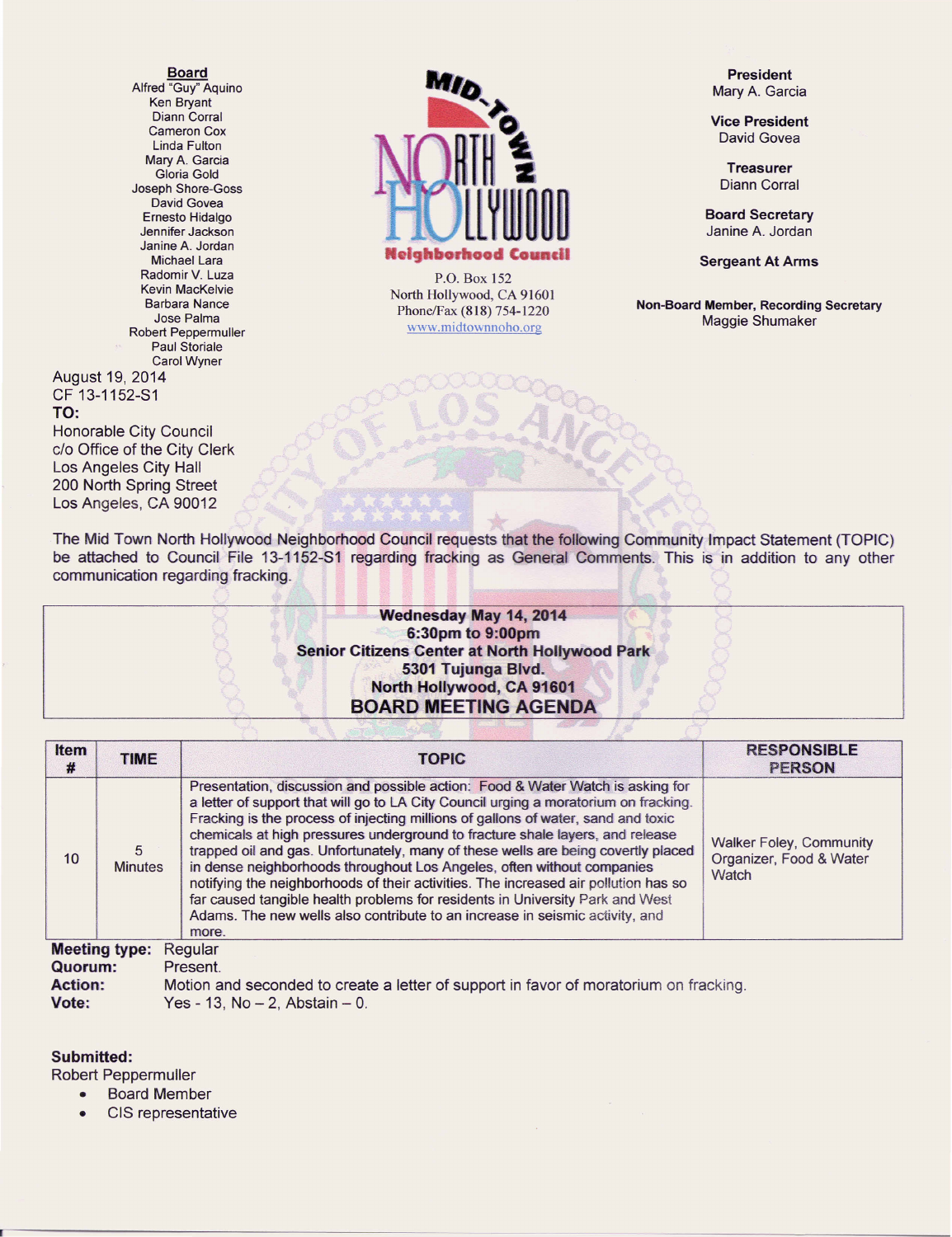**Board**
Alfred "Guy" Aquino
Ken Bryant
Diann Corral
Cameron Cox
Linda Fulton
Mary A. Garcia
Gloria Gold
Joseph Shore-Goss
David Govea
Ernesto Hidalgo
Jennifer Jackson
Janine A. Jordan
Michael Lara
Radomir V. Luza
Kevin MacKelvie
Barbara Nance
Jose Palma
Robert Peppermuller
Paul Storiale
Carol Wyner

**MID-TOWN NORTH HOLLYWOOD Neighborhood Council**
P.O. Box 152
North Hollywood, CA 91601
Phone/Fax (818) 754-1220
www.midtownnoho.org

**President**
Mary A. Garcia

**Vice President**
David Govea

**Treasurer**
Diann Corral

**Board Secretary**
Janine A. Jordan

**Sergeant At Arms**

**Non-Board Member, Recording Secretary**
Maggie Shumaker

August 19, 2014
CF 13-1152-S1
**TO:**
Honorable City Council
c/o Office of the City Clerk
Los Angeles City Hall
200 North Spring Street
Los Angeles, CA 90012

The Mid Town North Hollywood Neighborhood Council requests that the following Community Impact Statement (TOPIC) be attached to Council File 13-1152-S1 regarding fracking as General Comments. This is in addition to any other communication regarding fracking.

**Wednesday May 14, 2014**
**6:30pm to 9:00pm**
**Senior Citizens Center at North Hollywood Park**
**5301 Tujunga Blvd.**
**North Hollywood, CA 91601**
**BOARD MEETING AGENDA**

| Item # | TIME | TOPIC | RESPONSIBLE PERSON |
|---|---|---|---|
| 10 | 5 Minutes | Presentation, discussion and possible action: Food & Water Watch is asking for a letter of support that will go to LA City Council urging a moratorium on fracking. Fracking is the process of injecting millions of gallons of water, sand and toxic chemicals at high pressures underground to fracture shale layers, and release trapped oil and gas. Unfortunately, many of these wells are being covertly placed in dense neighborhoods throughout Los Angeles, often without companies notifying the neighborhoods of their activities. The increased air pollution has so far caused tangible health problems for residents in University Park and West Adams. The new wells also contribute to an increase in seismic activity, and more. | Walker Foley, Community Organizer, Food & Water Watch |

**Meeting type:** Regular
**Quorum:** Present.
**Action:** Motion and seconded to create a letter of support in favor of moratorium on fracking.
**Vote:** Yes - 13, No – 2, Abstain – 0.

**Submitted:**
Robert Peppermuller

- Board Member
- CIS representative